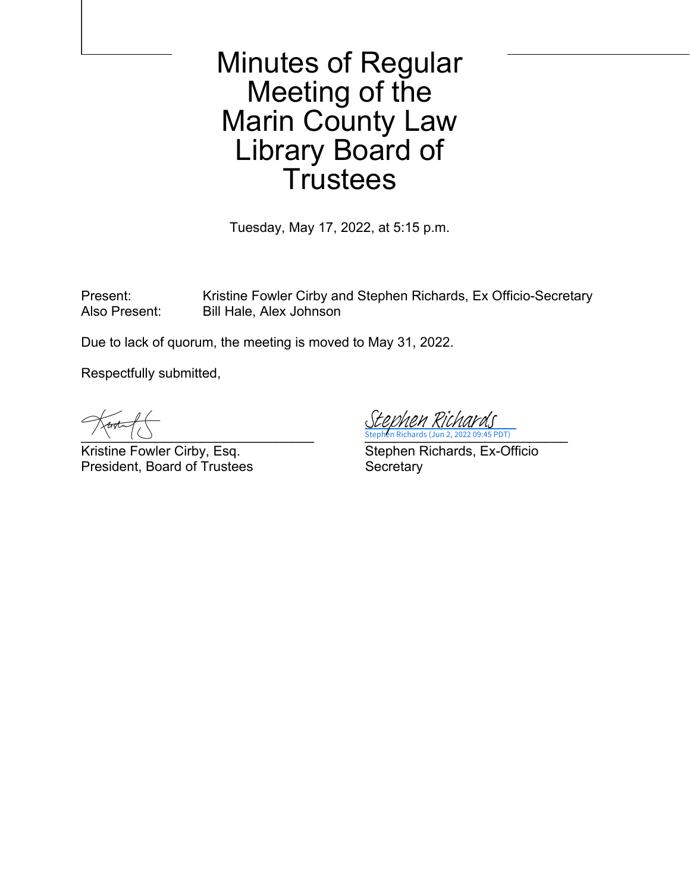# Minutes of Regular Meeting of the Marin County Law Library Board of Trustees

Tuesday, May 17, 2022, at 5:15 p.m.

Present: Kristine Fowler Cirby and Stephen Richards, Ex Officio-Secretary
Also Present: Bill Hale, Alex Johnson

Due to lack of quorum, the meeting is moved to May 31, 2022.

Respectfully submitted,

Stephen Richards
Stephen Richards (Jun 2, 2022 09:45 PDT)

Kristine Fowler Cirby, Esq.
President, Board of Trustees

Stephen Richards, Ex-Officio Secretary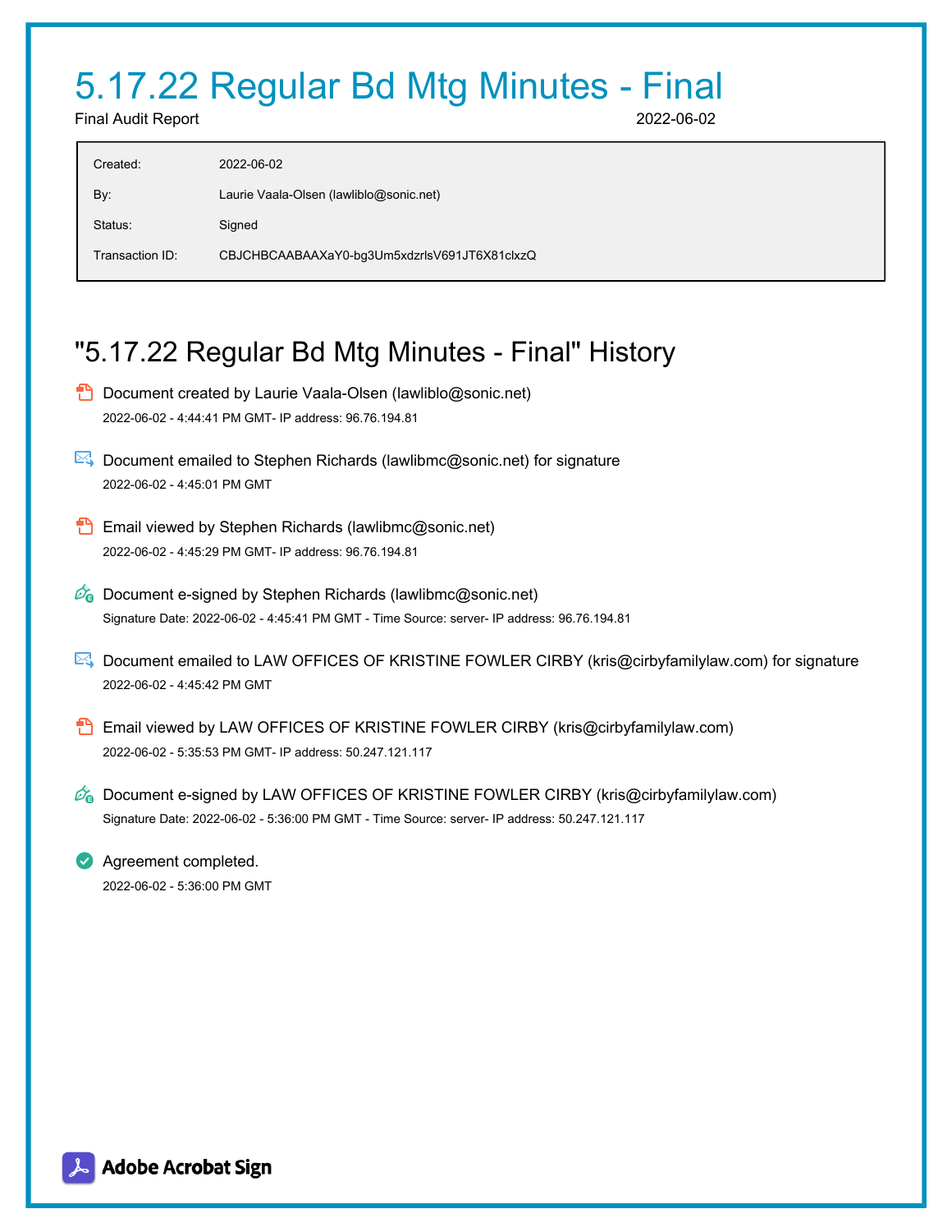# 5.17.22 Regular Bd Mtg Minutes - Final

Final Audit Report 2022-06-02

| | |
|---|---|
| Created: | 2022-06-02 |
| By: | Laurie Vaala-Olsen (lawliblo@sonic.net) |
| Status: | Signed |
| Transaction ID: | CBJCHBCAABAAXaY0-bg3Um5xdzrlsV691JT6X81clxzQ |

## "5.17.22 Regular Bd Mtg Minutes - Final" History

- Document created by Laurie Vaala-Olsen (lawliblo@sonic.net)
  2022-06-02 - 4:44:41 PM GMT- IP address: 96.76.194.81

- Document emailed to Stephen Richards (lawlibmc@sonic.net) for signature
  2022-06-02 - 4:45:01 PM GMT

- Email viewed by Stephen Richards (lawlibmc@sonic.net)
  2022-06-02 - 4:45:29 PM GMT- IP address: 96.76.194.81

- Document e-signed by Stephen Richards (lawlibmc@sonic.net)
  Signature Date: 2022-06-02 - 4:45:41 PM GMT - Time Source: server- IP address: 96.76.194.81

- Document emailed to LAW OFFICES OF KRISTINE FOWLER CIRBY (kris@cirbyfamilylaw.com) for signature
  2022-06-02 - 4:45:42 PM GMT

- Email viewed by LAW OFFICES OF KRISTINE FOWLER CIRBY (kris@cirbyfamilylaw.com)
  2022-06-02 - 5:35:53 PM GMT- IP address: 50.247.121.117

- Document e-signed by LAW OFFICES OF KRISTINE FOWLER CIRBY (kris@cirbyfamilylaw.com)
  Signature Date: 2022-06-02 - 5:36:00 PM GMT - Time Source: server- IP address: 50.247.121.117

- Agreement completed.
  2022-06-02 - 5:36:00 PM GMT

Adobe Acrobat Sign